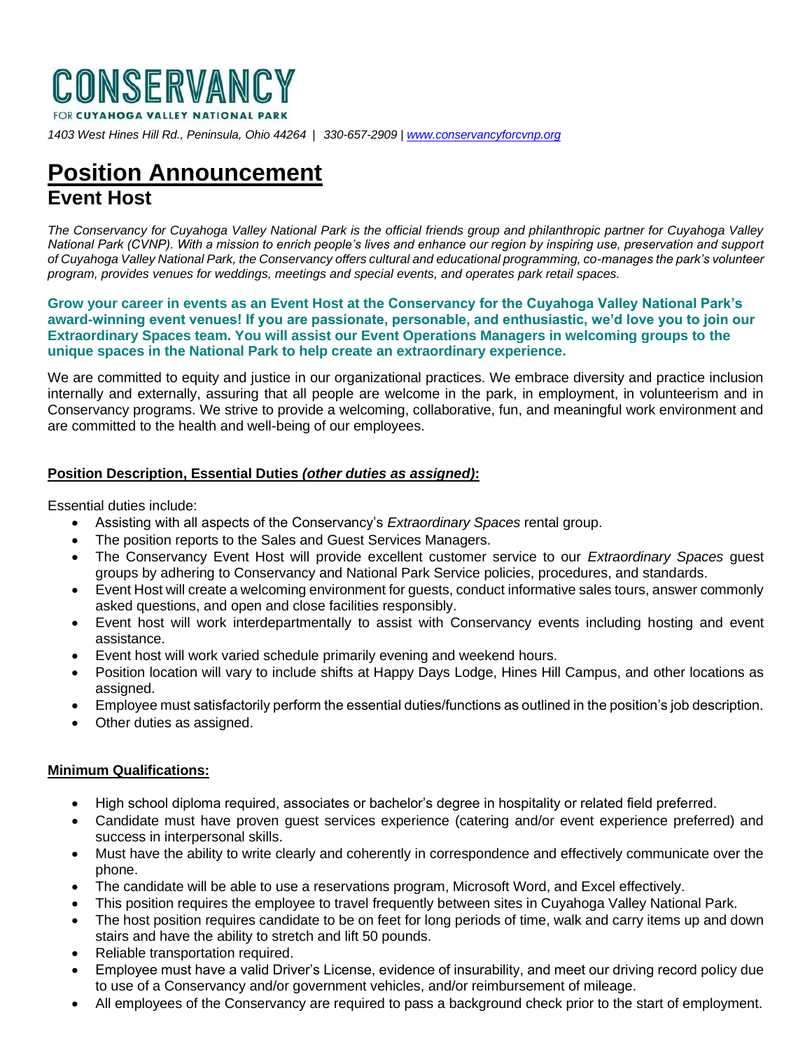# CONSERVANCY

FOR CUYAHOGA VALLEY NATIONAL PARK

*1403 West Hines Hill Rd., Peninsula, Ohio 44264 | 330-657-2909 | www.conservancyforcvnp.org*

# Position Announcement

## Event Host

*The Conservancy for Cuyahoga Valley National Park is the official friends group and philanthropic partner for Cuyahoga Valley National Park (CVNP). With a mission to enrich people's lives and enhance our region by inspiring use, preservation and support of Cuyahoga Valley National Park, the Conservancy offers cultural and educational programming, co-manages the park's volunteer program, provides venues for weddings, meetings and special events, and operates park retail spaces.*

**Grow your career in events as an Event Host at the Conservancy for the Cuyahoga Valley National Park's award-winning event venues! If you are passionate, personable, and enthusiastic, we'd love you to join our Extraordinary Spaces team. You will assist our Event Operations Managers in welcoming groups to the unique spaces in the National Park to help create an extraordinary experience.**

We are committed to equity and justice in our organizational practices. We embrace diversity and practice inclusion internally and externally, assuring that all people are welcome in the park, in employment, in volunteerism and in Conservancy programs. We strive to provide a welcoming, collaborative, fun, and meaningful work environment and are committed to the health and well-being of our employees.

**Position Description, Essential Duties *(other duties as assigned)*:**

Essential duties include:

- Assisting with all aspects of the Conservancy's *Extraordinary Spaces* rental group.
- The position reports to the Sales and Guest Services Managers.
- The Conservancy Event Host will provide excellent customer service to our *Extraordinary Spaces* guest groups by adhering to Conservancy and National Park Service policies, procedures, and standards.
- Event Host will create a welcoming environment for guests, conduct informative sales tours, answer commonly asked questions, and open and close facilities responsibly.
- Event host will work interdepartmentally to assist with Conservancy events including hosting and event assistance.
- Event host will work varied schedule primarily evening and weekend hours.
- Position location will vary to include shifts at Happy Days Lodge, Hines Hill Campus, and other locations as assigned.
- Employee must satisfactorily perform the essential duties/functions as outlined in the position's job description.
- Other duties as assigned.

**Minimum Qualifications:**

- High school diploma required, associates or bachelor's degree in hospitality or related field preferred.
- Candidate must have proven guest services experience (catering and/or event experience preferred) and success in interpersonal skills.
- Must have the ability to write clearly and coherently in correspondence and effectively communicate over the phone.
- The candidate will be able to use a reservations program, Microsoft Word, and Excel effectively.
- This position requires the employee to travel frequently between sites in Cuyahoga Valley National Park.
- The host position requires candidate to be on feet for long periods of time, walk and carry items up and down stairs and have the ability to stretch and lift 50 pounds.
- Reliable transportation required.
- Employee must have a valid Driver's License, evidence of insurability, and meet our driving record policy due to use of a Conservancy and/or government vehicles, and/or reimbursement of mileage.
- All employees of the Conservancy are required to pass a background check prior to the start of employment.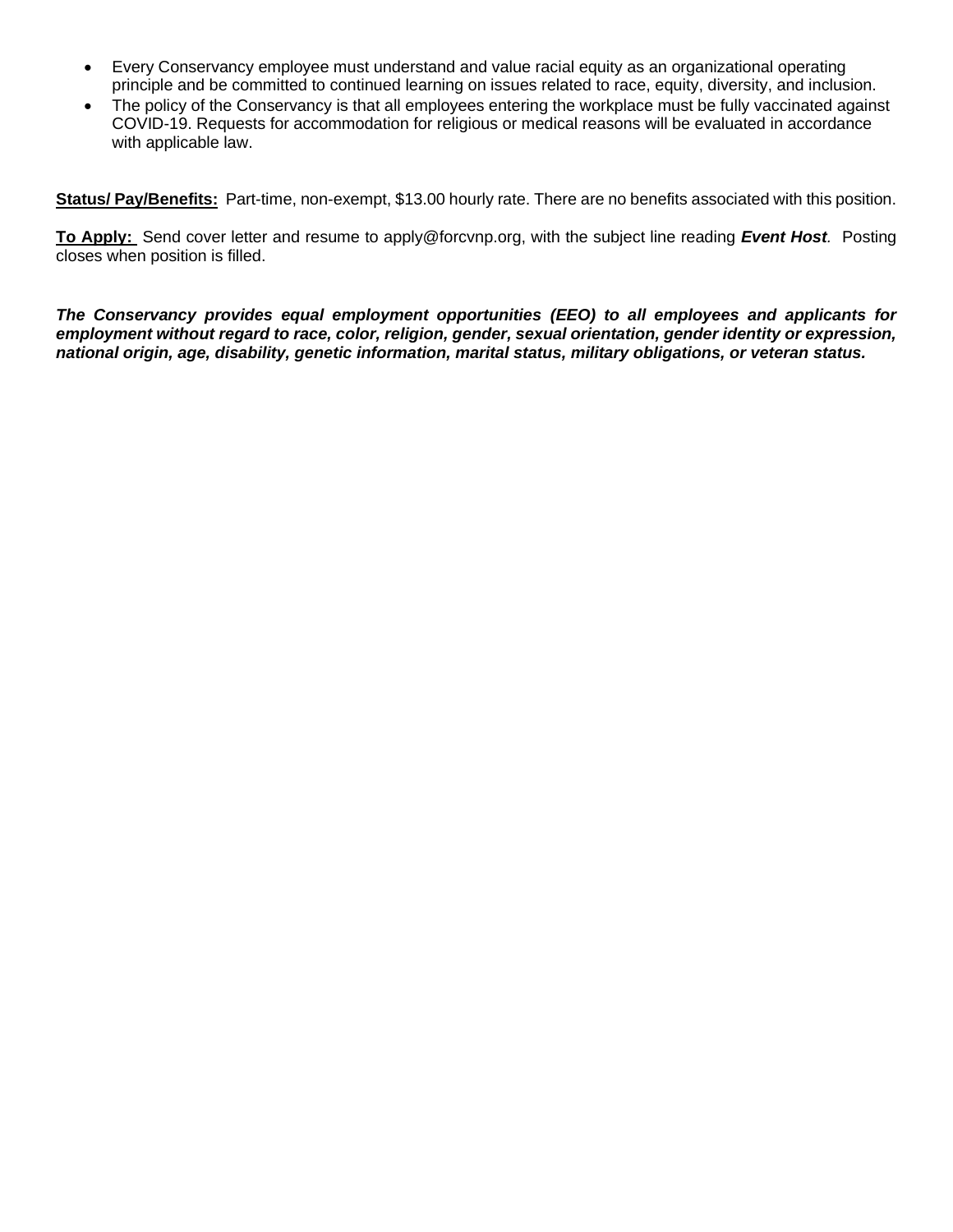- Every Conservancy employee must understand and value racial equity as an organizational operating principle and be committed to continued learning on issues related to race, equity, diversity, and inclusion.
- The policy of the Conservancy is that all employees entering the workplace must be fully vaccinated against COVID-19. Requests for accommodation for religious or medical reasons will be evaluated in accordance with applicable law.

**Status/ Pay/Benefits:** Part-time, non-exempt, $13.00 hourly rate. There are no benefits associated with this position.

**To Apply:** Send cover letter and resume to apply@forcvnp.org, with the subject line reading ***Event Host***. Posting closes when position is filled.

***The Conservancy provides equal employment opportunities (EEO) to all employees and applicants for employment without regard to race, color, religion, gender, sexual orientation, gender identity or expression, national origin, age, disability, genetic information, marital status, military obligations, or veteran status.***